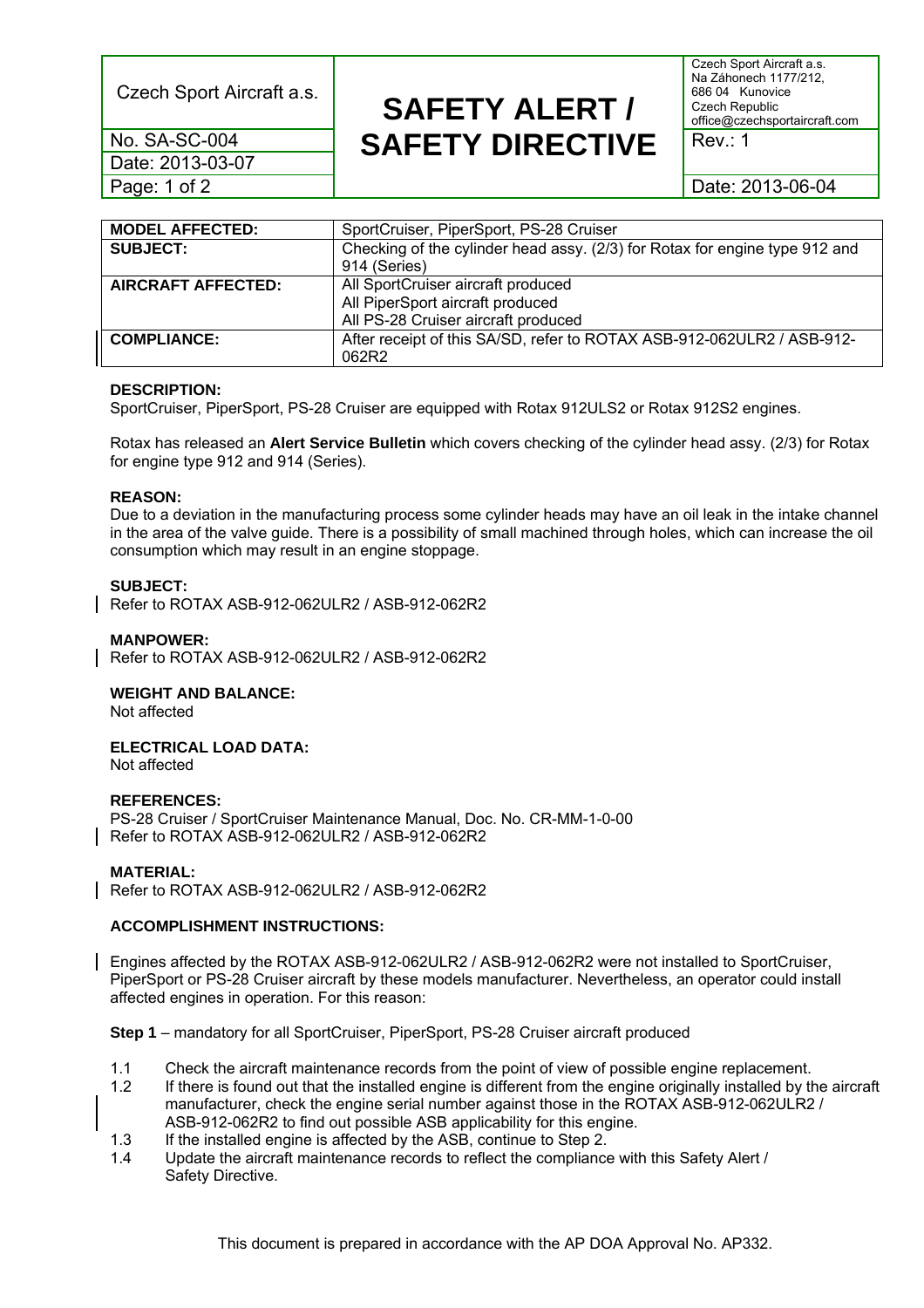| Czech Sport Aircraft a.s. | **SAFETY ALERT / SAFETY DIRECTIVE** | Czech Sport Aircraft a.s. Na Záhonech 1177/212, 686 04 Kunovice Czech Republic office@czechsportaircraft.com |
|---|---|---|
| No. SA-SC-004 | | Rev.: 1 |
| Date: 2013-03-07 | | |
| | | Date: 2013-06-04 |

| **MODEL AFFECTED:** | SportCruiser, PiperSport, PS-28 Cruiser |
|---|---|
| **SUBJECT:** | Checking of the cylinder head assy. (2/3) for Rotax for engine type 912 and 914 (Series) |
| **AIRCRAFT AFFECTED:** | All SportCruiser aircraft produced<br>All PiperSport aircraft produced<br>All PS-28 Cruiser aircraft produced |
| **COMPLIANCE:** | After receipt of this SA/SD, refer to ROTAX ASB-912-062ULR2 / ASB-912-062R2 |

**DESCRIPTION:**

SportCruiser, PiperSport, PS-28 Cruiser are equipped with Rotax 912ULS2 or Rotax 912S2 engines.

Rotax has released an **Alert Service Bulletin** which covers checking of the cylinder head assy. (2/3) for Rotax for engine type 912 and 914 (Series).

**REASON:**

Due to a deviation in the manufacturing process some cylinder heads may have an oil leak in the intake channel in the area of the valve guide. There is a possibility of small machined through holes, which can increase the oil consumption which may result in an engine stoppage.

**SUBJECT:**

Refer to ROTAX ASB-912-062ULR2 / ASB-912-062R2

**MANPOWER:**

Refer to ROTAX ASB-912-062ULR2 / ASB-912-062R2

**WEIGHT AND BALANCE:**

Not affected

**ELECTRICAL LOAD DATA:**

Not affected

**REFERENCES:**

PS-28 Cruiser / SportCruiser Maintenance Manual, Doc. No. CR-MM-1-0-00
Refer to ROTAX ASB-912-062ULR2 / ASB-912-062R2

**MATERIAL:**

Refer to ROTAX ASB-912-062ULR2 / ASB-912-062R2

**ACCOMPLISHMENT INSTRUCTIONS:**

Engines affected by the ROTAX ASB-912-062ULR2 / ASB-912-062R2 were not installed to SportCruiser, PiperSport or PS-28 Cruiser aircraft by these models manufacturer. Nevertheless, an operator could install affected engines in operation. For this reason:

**Step 1** – mandatory for all SportCruiser, PiperSport, PS-28 Cruiser aircraft produced

1.1 Check the aircraft maintenance records from the point of view of possible engine replacement.
1.2 If there is found out that the installed engine is different from the engine originally installed by the aircraft manufacturer, check the engine serial number against those in the ROTAX ASB-912-062ULR2 / ASB-912-062R2 to find out possible ASB applicability for this engine.
1.3 If the installed engine is affected by the ASB, continue to Step 2.
1.4 Update the aircraft maintenance records to reflect the compliance with this Safety Alert / Safety Directive.

This document is prepared in accordance with the AP DOA Approval No. AP332.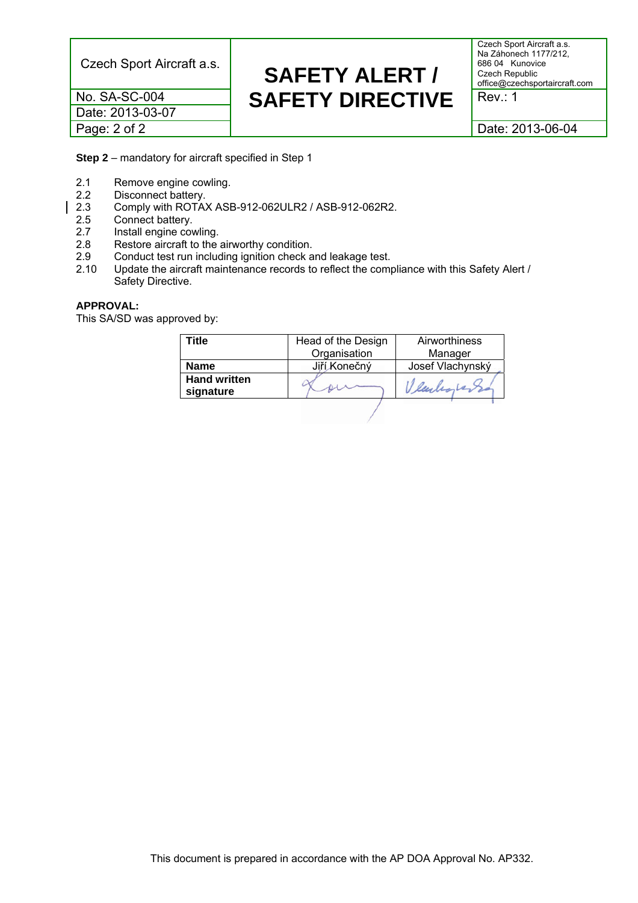**Step 2** – mandatory for aircraft specified in Step 1

2.1 Remove engine cowling.
2.2 Disconnect battery.
2.3 Comply with ROTAX ASB-912-062ULR2 / ASB-912-062R2.
2.5 Connect battery.
2.7 Install engine cowling.
2.8 Restore aircraft to the airworthy condition.
2.9 Conduct test run including ignition check and leakage test.
2.10 Update the aircraft maintenance records to reflect the compliance with this Safety Alert / Safety Directive.

**APPROVAL:**
This SA/SD was approved by:

| | | |
|---|---|---|
| **Title** | Head of the Design Organisation | Airworthiness Manager |
| **Name** | Jiří Konečný | Josef Vlachynský |
| **Hand written signature** | | |

This document is prepared in accordance with the AP DOA Approval No. AP332.